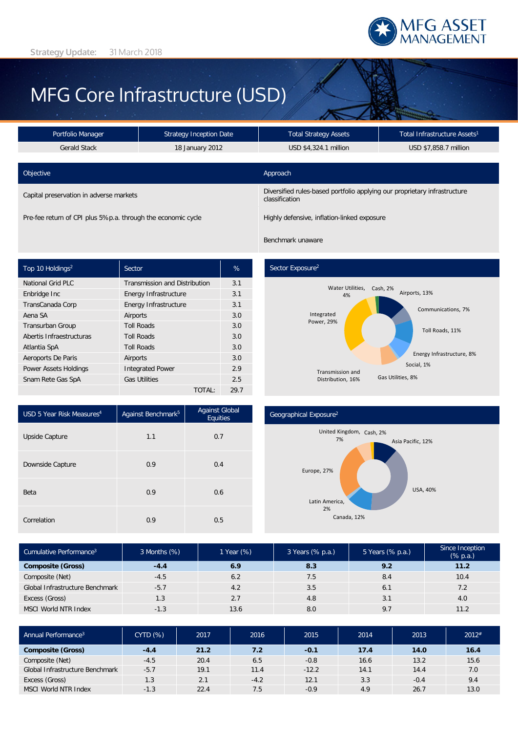Strategy Update: 31 March 2018

# MFG Core Infrastructure (USD)

| Portfolio Manager | Strategy Inception Date | Total Strategy Assets | Total Infrastructure Assets[1] |
|---|---|---|---|
| Gerald Stack | 18 January 2012 | USD $4,324.1 million | USD $7,858.7 million |

| Objective | Approach |
|---|---|
| Capital preservation in adverse markets | Diversified rules-based portfolio applying our proprietary infrastructure classification |
| Pre-fee return of CPI plus 5% p.a. through the economic cycle | Highly defensive, inflation-linked exposure |
| | Benchmark unaware |

| Top 10 Holdings[2] | Sector | % |
|---|---|---|
| National Grid PLC | Transmission and Distribution | 3.1 |
| Enbridge Inc | Energy Infrastructure | 3.1 |
| TransCanada Corp | Energy Infrastructure | 3.1 |
| Aena SA | Airports | 3.0 |
| Transurban Group | Toll Roads | 3.0 |
| Abertis Infraestructuras | Toll Roads | 3.0 |
| Atlantia SpA | Toll Roads | 3.0 |
| Aeroports De Paris | Airports | 3.0 |
| Power Assets Holdings | Integrated Power | 2.9 |
| Snam Rete Gas SpA | Gas Utilities | 2.5 |
| | TOTAL: | 29.7 |

## Sector Exposure[2]

| Sector | % |
|---|---|
| Airports | 13% |
| Communications | 7% |
| Toll Roads | 11% |
| Energy Infrastructure | 8% |
| Social | 1% |
| Gas Utilities | 8% |
| Transmission and Distribution | 16% |
| Integrated Power | 29% |
| Water Utilities | 4% |
| Cash | 2% |

| USD 5 Year Risk Measures[4] | Against Benchmark[5] | Against Global Equities |
|---|---|---|
| Upside Capture | 1.1 | 0.7 |
| Downside Capture | 0.9 | 0.4 |
| Beta | 0.9 | 0.6 |
| Correlation | 0.9 | 0.5 |

## Geographical Exposure[2]

| Region | % |
|---|---|
| Asia Pacific | 12% |
| USA | 40% |
| Canada | 12% |
| Latin America | 2% |
| Europe | 27% |
| United Kingdom | 7% |
| Cash | 2% |

| Cumulative Performance[3] | 3 Months (%) | 1 Year (%) | 3 Years (% p.a.) | 5 Years (% p.a.) | Since Inception (% p.a.) |
|---|---|---|---|---|---|
| **Composite (Gross)** | **-4.4** | **6.9** | **8.3** | **9.2** | **11.2** |
| Composite (Net) | -4.5 | 6.2 | 7.5 | 8.4 | 10.4 |
| Global Infrastructure Benchmark | -5.7 | 4.2 | 3.5 | 6.1 | 7.2 |
| Excess (Gross) | 1.3 | 2.7 | 4.8 | 3.1 | 4.0 |
| MSCI World NTR Index | -1.3 | 13.6 | 8.0 | 9.7 | 11.2 |

| Annual Performance[3] | CYTD (%) | 2017 | 2016 | 2015 | 2014 | 2013 | 2012# |
|---|---|---|---|---|---|---|---|
| **Composite (Gross)** | **-4.4** | **21.2** | **7.2** | **-0.1** | **17.4** | **14.0** | **16.4** |
| Composite (Net) | -4.5 | 20.4 | 6.5 | -0.8 | 16.6 | 13.2 | 15.6 |
| Global Infrastructure Benchmark | -5.7 | 19.1 | 11.4 | -12.2 | 14.1 | 14.4 | 7.0 |
| Excess (Gross) | 1.3 | 2.1 | -4.2 | 12.1 | 3.3 | -0.4 | 9.4 |
| MSCI World NTR Index | -1.3 | 22.4 | 7.5 | -0.9 | 4.9 | 26.7 | 13.0 |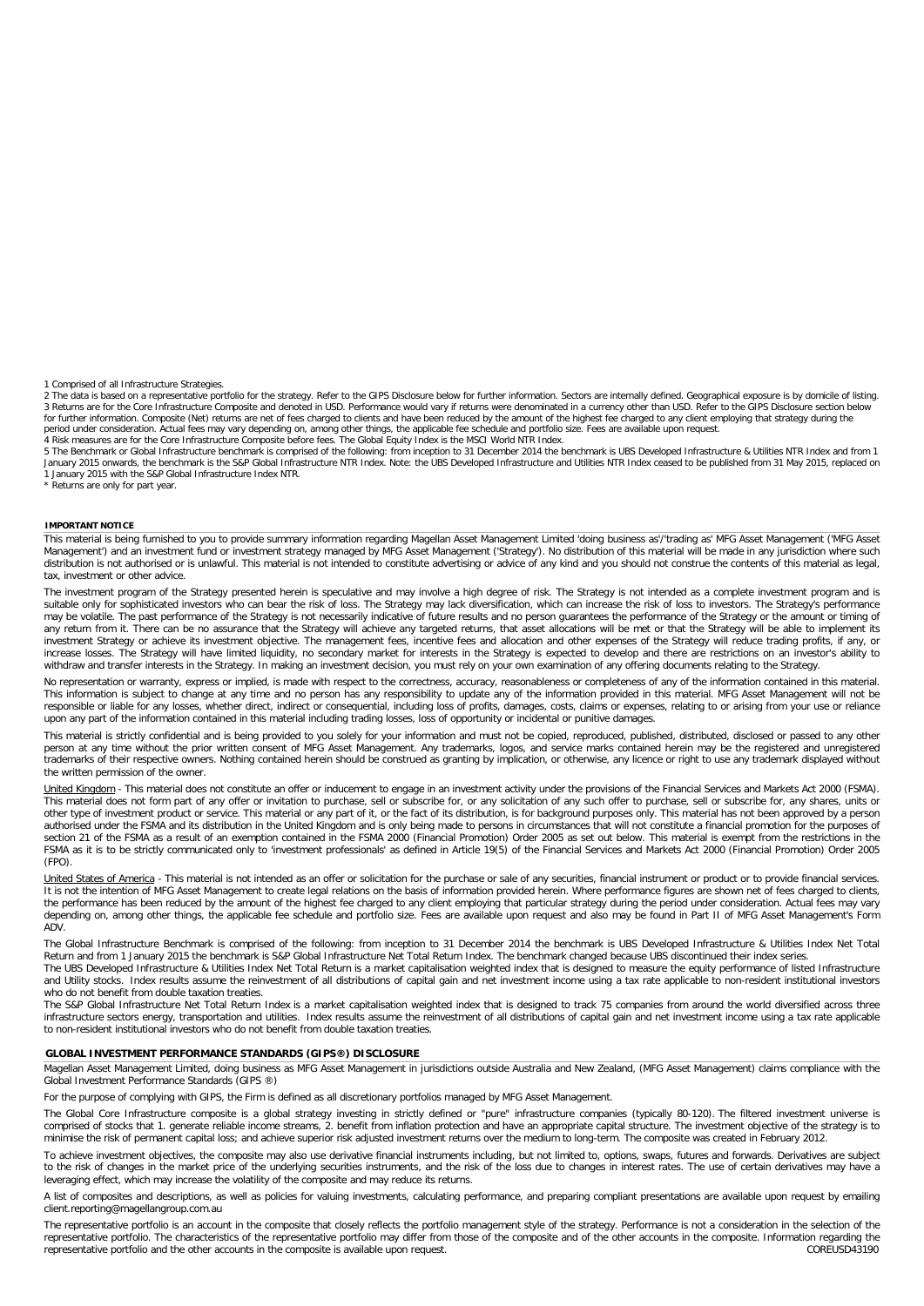1 Comprised of all Infrastructure Strategies.
2 The data is based on a representative portfolio for the strategy. Refer to the GIPS Disclosure below for further information. Sectors are internally defined. Geographical exposure is by domicile of listing.
3 Returns are for the Core Infrastructure Composite and denoted in USD. Performance would vary if returns were denominated in a currency other than USD. Refer to the GIPS Disclosure section below for further information. Composite (Net) returns are net of fees charged to clients and have been reduced by the amount of the highest fee charged to any client employing that strategy during the period under consideration. Actual fees may vary depending on, among other things, the applicable fee schedule and portfolio size. Fees are available upon request.
4 Risk measures are for the Core Infrastructure Composite before fees. The Global Equity Index is the MSCI World NTR Index.
5 The Benchmark or Global Infrastructure benchmark is comprised of the following: from inception to 31 December 2014 the benchmark is UBS Developed Infrastructure & Utilities NTR Index and from 1 January 2015 onwards, the benchmark is the S&P Global Infrastructure NTR Index. Note: the UBS Developed Infrastructure and Utilities NTR Index ceased to be published from 31 May 2015, replaced on 1 January 2015 with the S&P Global Infrastructure Index NTR.
* Returns are only for part year.

**IMPORTANT NOTICE**

This material is being furnished to you to provide summary information regarding Magellan Asset Management Limited 'doing business as'/'trading as' MFG Asset Management ('MFG Asset Management') and an investment fund or investment strategy managed by MFG Asset Management ('Strategy'). No distribution of this material will be made in any jurisdiction where such distribution is not authorised or is unlawful. This material is not intended to constitute advertising or advice of any kind and you should not construe the contents of this material as legal, tax, investment or other advice.

The investment program of the Strategy presented herein is speculative and may involve a high degree of risk. The Strategy is not intended as a complete investment program and is suitable only for sophisticated investors who can bear the risk of loss. The Strategy may lack diversification, which can increase the risk of loss to investors. The Strategy's performance may be volatile. The past performance of the Strategy is not necessarily indicative of future results and no person guarantees the performance of the Strategy or the amount or timing of any return from it. There can be no assurance that the Strategy will achieve any targeted returns, that asset allocations will be met or that the Strategy will be able to implement its investment Strategy or achieve its investment objective. The management fees, incentive fees and allocation and other expenses of the Strategy will reduce trading profits, if any, or increase losses. The Strategy will have limited liquidity, no secondary market for interests in the Strategy is expected to develop and there are restrictions on an investor's ability to withdraw and transfer interests in the Strategy. In making an investment decision, you must rely on your own examination of any offering documents relating to the Strategy.

No representation or warranty, express or implied, is made with respect to the correctness, accuracy, reasonableness or completeness of any of the information contained in this material. This information is subject to change at any time and no person has any responsibility to update any of the information provided in this material. MFG Asset Management will not be responsible or liable for any losses, whether direct, indirect or consequential, including loss of profits, damages, costs, claims or expenses, relating to or arising from your use or reliance upon any part of the information contained in this material including trading losses, loss of opportunity or incidental or punitive damages.

This material is strictly confidential and is being provided to you solely for your information and must not be copied, reproduced, published, distributed, disclosed or passed to any other person at any time without the prior written consent of MFG Asset Management. Any trademarks, logos, and service marks contained herein may be the registered and unregistered trademarks of their respective owners. Nothing contained herein should be construed as granting by implication, or otherwise, any licence or right to use any trademark displayed without the written permission of the owner.

United Kingdom - This material does not constitute an offer or inducement to engage in an investment activity under the provisions of the Financial Services and Markets Act 2000 (FSMA). This material does not form part of any offer or invitation to purchase, sell or subscribe for, or any solicitation of any such offer to purchase, sell or subscribe for, any shares, units or other type of investment product or service. This material or any part of it, or the fact of its distribution, is for background purposes only. This material has not been approved by a person authorised under the FSMA and its distribution in the United Kingdom and is only being made to persons in circumstances that will not constitute a financial promotion for the purposes of section 21 of the FSMA as a result of an exemption contained in the FSMA 2000 (Financial Promotion) Order 2005 as set out below. This material is exempt from the restrictions in the FSMA as it is to be strictly communicated only to 'investment professionals' as defined in Article 19(5) of the Financial Services and Markets Act 2000 (Financial Promotion) Order 2005 (FPO).

United States of America - This material is not intended as an offer or solicitation for the purchase or sale of any securities, financial instrument or product or to provide financial services. It is not the intention of MFG Asset Management to create legal relations on the basis of information provided herein. Where performance figures are shown net of fees charged to clients, the performance has been reduced by the amount of the highest fee charged to any client employing that particular strategy during the period under consideration. Actual fees may vary depending on, among other things, the applicable fee schedule and portfolio size. Fees are available upon request and also may be found in Part II of MFG Asset Management's Form ADV.

The Global Infrastructure Benchmark is comprised of the following: from inception to 31 December 2014 the benchmark is UBS Developed Infrastructure & Utilities Index Net Total Return and from 1 January 2015 the benchmark is S&P Global Infrastructure Net Total Return Index. The benchmark changed because UBS discontinued their index series.
The UBS Developed Infrastructure & Utilities Index Net Total Return is a market capitalisation weighted index that is designed to measure the equity performance of listed Infrastructure and Utility stocks. Index results assume the reinvestment of all distributions of capital gain and net investment income using a tax rate applicable to non-resident institutional investors who do not benefit from double taxation treaties.
The S&P Global Infrastructure Net Total Return Index is a market capitalisation weighted index that is designed to track 75 companies from around the world diversified across three infrastructure sectors energy, transportation and utilities. Index results assume the reinvestment of all distributions of capital gain and net investment income using a tax rate applicable to non-resident institutional investors who do not benefit from double taxation treaties.

**GLOBAL INVESTMENT PERFORMANCE STANDARDS (GIPS®) DISCLOSURE**

Magellan Asset Management Limited, doing business as MFG Asset Management in jurisdictions outside Australia and New Zealand, (MFG Asset Management) claims compliance with the Global Investment Performance Standards (GIPS ®)

For the purpose of complying with GIPS, the Firm is defined as all discretionary portfolios managed by MFG Asset Management.

The Global Core Infrastructure composite is a global strategy investing in strictly defined or "pure" infrastructure companies (typically 80-120). The filtered investment universe is comprised of stocks that 1. generate reliable income streams, 2. benefit from inflation protection and have an appropriate capital structure. The investment objective of the strategy is to minimise the risk of permanent capital loss; and achieve superior risk adjusted investment returns over the medium to long-term. The composite was created in February 2012.

To achieve investment objectives, the composite may also use derivative financial instruments including, but not limited to, options, swaps, futures and forwards. Derivatives are subject to the risk of changes in the market price of the underlying securities instruments, and the risk of the loss due to changes in interest rates. The use of certain derivatives may have a leveraging effect, which may increase the volatility of the composite and may reduce its returns.

A list of composites and descriptions, as well as policies for valuing investments, calculating performance, and preparing compliant presentations are available upon request by emailing client.reporting@magellangroup.com.au

The representative portfolio is an account in the composite that closely reflects the portfolio management style of the strategy. Performance is not a consideration in the selection of the representative portfolio. The characteristics of the representative portfolio may differ from those of the composite and of the other accounts in the composite. Information regarding the representative portfolio and the other accounts in the composite is available upon request.

COREUSD43190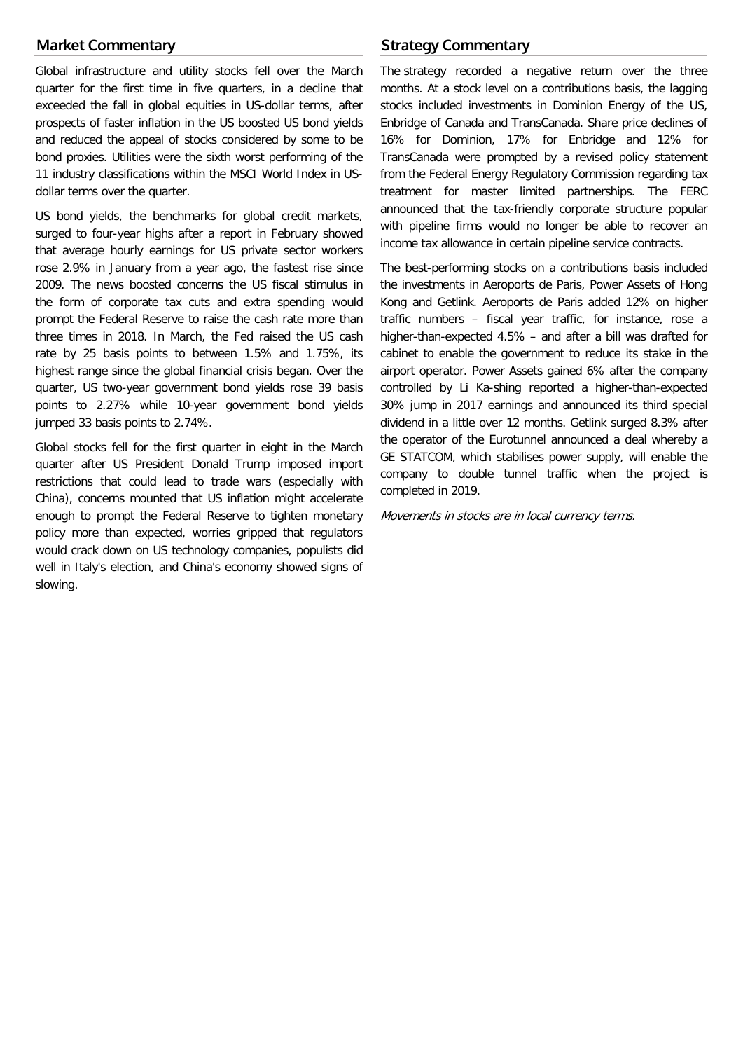## Market Commentary

Global infrastructure and utility stocks fell over the March quarter for the first time in five quarters, in a decline that exceeded the fall in global equities in US-dollar terms, after prospects of faster inflation in the US boosted US bond yields and reduced the appeal of stocks considered by some to be bond proxies. Utilities were the sixth worst performing of the 11 industry classifications within the MSCI World Index in US-dollar terms over the quarter.

US bond yields, the benchmarks for global credit markets, surged to four-year highs after a report in February showed that average hourly earnings for US private sector workers rose 2.9% in January from a year ago, the fastest rise since 2009. The news boosted concerns the US fiscal stimulus in the form of corporate tax cuts and extra spending would prompt the Federal Reserve to raise the cash rate more than three times in 2018. In March, the Fed raised the US cash rate by 25 basis points to between 1.5% and 1.75%, its highest range since the global financial crisis began. Over the quarter, US two-year government bond yields rose 39 basis points to 2.27% while 10-year government bond yields jumped 33 basis points to 2.74%.

Global stocks fell for the first quarter in eight in the March quarter after US President Donald Trump imposed import restrictions that could lead to trade wars (especially with China), concerns mounted that US inflation might accelerate enough to prompt the Federal Reserve to tighten monetary policy more than expected, worries gripped that regulators would crack down on US technology companies, populists did well in Italy's election, and China's economy showed signs of slowing.

## Strategy Commentary

The strategy recorded a negative return over the three months. At a stock level on a contributions basis, the lagging stocks included investments in Dominion Energy of the US, Enbridge of Canada and TransCanada. Share price declines of 16% for Dominion, 17% for Enbridge and 12% for TransCanada were prompted by a revised policy statement from the Federal Energy Regulatory Commission regarding tax treatment for master limited partnerships. The FERC announced that the tax-friendly corporate structure popular with pipeline firms would no longer be able to recover an income tax allowance in certain pipeline service contracts.

The best-performing stocks on a contributions basis included the investments in Aeroports de Paris, Power Assets of Hong Kong and Getlink. Aeroports de Paris added 12% on higher traffic numbers – fiscal year traffic, for instance, rose a higher-than-expected 4.5% – and after a bill was drafted for cabinet to enable the government to reduce its stake in the airport operator. Power Assets gained 6% after the company controlled by Li Ka-shing reported a higher-than-expected 30% jump in 2017 earnings and announced its third special dividend in a little over 12 months. Getlink surged 8.3% after the operator of the Eurotunnel announced a deal whereby a GE STATCOM, which stabilises power supply, will enable the company to double tunnel traffic when the project is completed in 2019.

*Movements in stocks are in local currency terms.*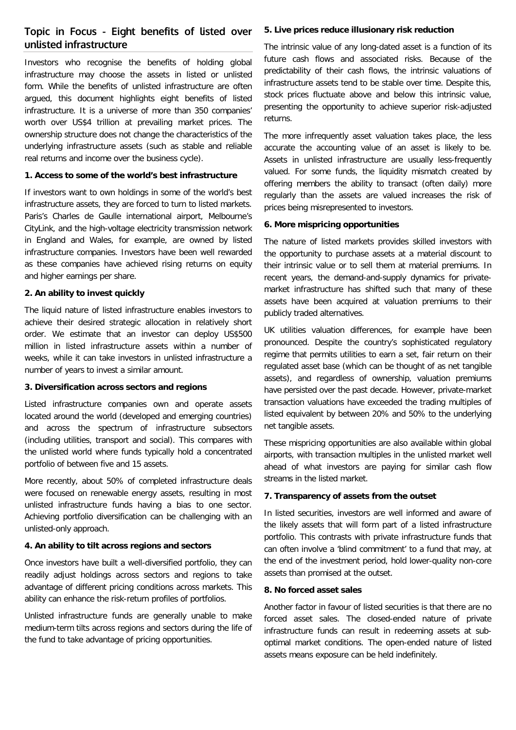## Topic in Focus - Eight benefits of listed over unlisted infrastructure

Investors who recognise the benefits of holding global infrastructure may choose the assets in listed or unlisted form. While the benefits of unlisted infrastructure are often argued, this document highlights eight benefits of listed infrastructure. It is a universe of more than 350 companies' worth over US$4 trillion at prevailing market prices. The ownership structure does not change the characteristics of the underlying infrastructure assets (such as stable and reliable real returns and income over the business cycle).

**1. Access to some of the world's best infrastructure**

If investors want to own holdings in some of the world's best infrastructure assets, they are forced to turn to listed markets. Paris's Charles de Gaulle international airport, Melbourne's CityLink, and the high-voltage electricity transmission network in England and Wales, for example, are owned by listed infrastructure companies. Investors have been well rewarded as these companies have achieved rising returns on equity and higher earnings per share.

**2. An ability to invest quickly**

The liquid nature of listed infrastructure enables investors to achieve their desired strategic allocation in relatively short order. We estimate that an investor can deploy US$500 million in listed infrastructure assets within a number of weeks, while it can take investors in unlisted infrastructure a number of years to invest a similar amount.

**3. Diversification across sectors and regions**

Listed infrastructure companies own and operate assets located around the world (developed and emerging countries) and across the spectrum of infrastructure subsectors (including utilities, transport and social). This compares with the unlisted world where funds typically hold a concentrated portfolio of between five and 15 assets.

More recently, about 50% of completed infrastructure deals were focused on renewable energy assets, resulting in most unlisted infrastructure funds having a bias to one sector. Achieving portfolio diversification can be challenging with an unlisted-only approach.

**4. An ability to tilt across regions and sectors**

Once investors have built a well-diversified portfolio, they can readily adjust holdings across sectors and regions to take advantage of different pricing conditions across markets. This ability can enhance the risk-return profiles of portfolios.

Unlisted infrastructure funds are generally unable to make medium-term tilts across regions and sectors during the life of the fund to take advantage of pricing opportunities.

**5. Live prices reduce illusionary risk reduction**

The intrinsic value of any long-dated asset is a function of its future cash flows and associated risks. Because of the predictability of their cash flows, the intrinsic valuations of infrastructure assets tend to be stable over time. Despite this, stock prices fluctuate above and below this intrinsic value, presenting the opportunity to achieve superior risk-adjusted returns.

The more infrequently asset valuation takes place, the less accurate the accounting value of an asset is likely to be. Assets in unlisted infrastructure are usually less-frequently valued. For some funds, the liquidity mismatch created by offering members the ability to transact (often daily) more regularly than the assets are valued increases the risk of prices being misrepresented to investors.

**6. More mispricing opportunities**

The nature of listed markets provides skilled investors with the opportunity to purchase assets at a material discount to their intrinsic value or to sell them at material premiums. In recent years, the demand-and-supply dynamics for private-market infrastructure has shifted such that many of these assets have been acquired at valuation premiums to their publicly traded alternatives.

UK utilities valuation differences, for example have been pronounced. Despite the country's sophisticated regulatory regime that permits utilities to earn a set, fair return on their regulated asset base (which can be thought of as net tangible assets), and regardless of ownership, valuation premiums have persisted over the past decade. However, private-market transaction valuations have exceeded the trading multiples of listed equivalent by between 20% and 50% to the underlying net tangible assets.

These mispricing opportunities are also available within global airports, with transaction multiples in the unlisted market well ahead of what investors are paying for similar cash flow streams in the listed market.

**7. Transparency of assets from the outset**

In listed securities, investors are well informed and aware of the likely assets that will form part of a listed infrastructure portfolio. This contrasts with private infrastructure funds that can often involve a 'blind commitment' to a fund that may, at the end of the investment period, hold lower-quality non-core assets than promised at the outset.

**8. No forced asset sales**

Another factor in favour of listed securities is that there are no forced asset sales. The closed-ended nature of private infrastructure funds can result in redeeming assets at sub-optimal market conditions. The open-ended nature of listed assets means exposure can be held indefinitely.